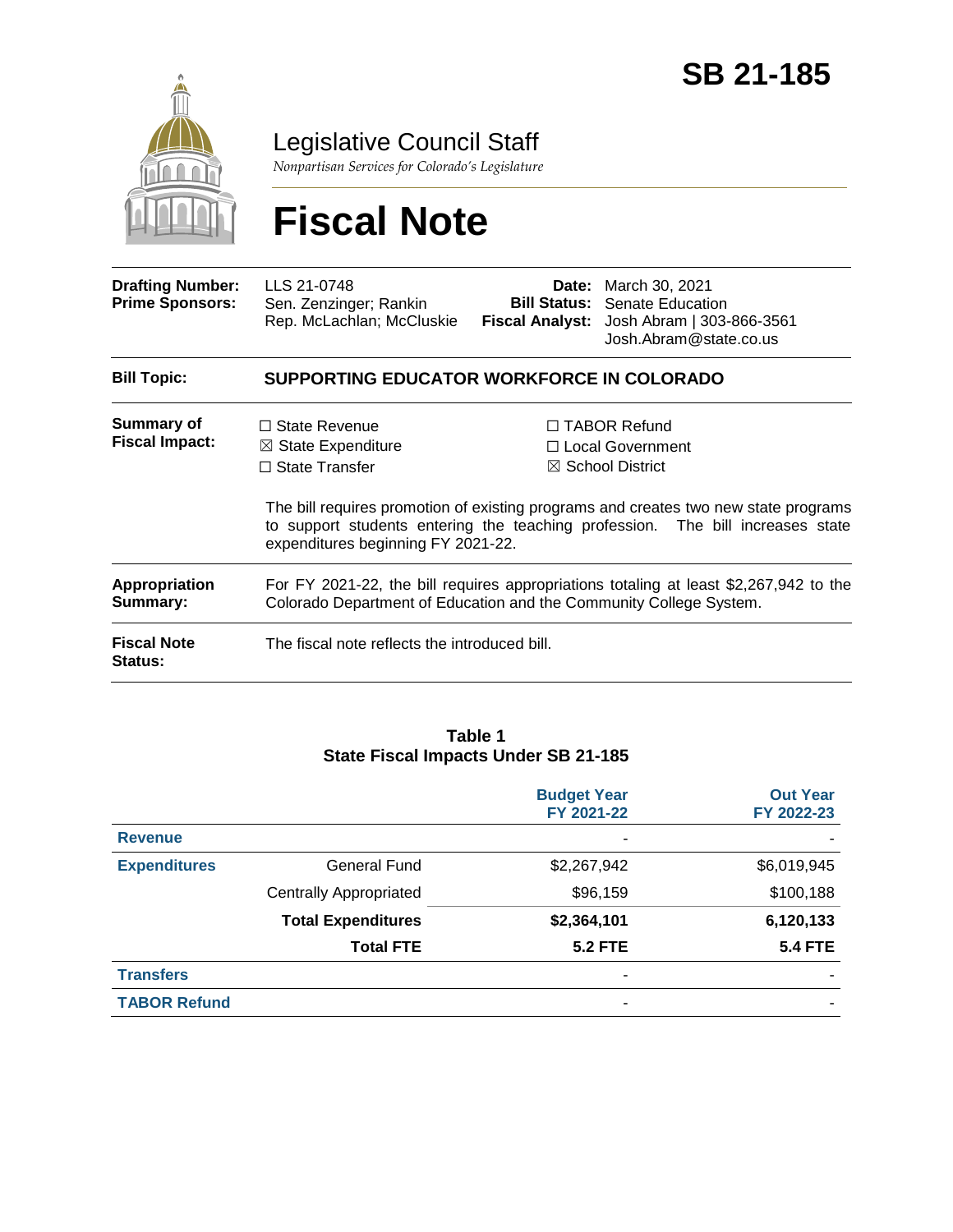# SB 21-185

## Legislative Council Staff

*Nonpartisan Services for Colorado's Legislature*

# Fiscal Note

| | | | |
|---|---|---|---|
| **Drafting Number:** | LLS 21-0748 | **Date:** | March 30, 2021 |
| **Prime Sponsors:** | Sen. Zenzinger; Rankin<br>Rep. McLachlan; McCluskie | **Bill Status:** | Senate Education |
| | | **Fiscal Analyst:** | Josh Abram \| 303-866-3561<br>Josh.Abram@state.co.us |

| | |
|---|---|
| **Bill Topic:** | **SUPPORTING EDUCATOR WORKFORCE IN COLORADO** |
| **Summary of Fiscal Impact:** | ☐ State Revenue ☒ State Expenditure ☐ State Transfer ☐ TABOR Refund ☐ Local Government ☒ School District<br><br>The bill requires promotion of existing programs and creates two new state programs to support students entering the teaching profession. The bill increases state expenditures beginning FY 2021-22. |
| **Appropriation Summary:** | For FY 2021-22, the bill requires appropriations totaling at least $2,267,942 to the Colorado Department of Education and the Community College System. |
| **Fiscal Note Status:** | The fiscal note reflects the introduced bill. |

**Table 1**
**State Fiscal Impacts Under SB 21-185**

| | | Budget Year FY 2021-22 | Out Year FY 2022-23 |
|---|---|---|---|
| **Revenue** | | - | - |
| **Expenditures** | General Fund | $2,267,942 | $6,019,945 |
| | Centrally Appropriated | $96,159 | $100,188 |
| | **Total Expenditures** | **$2,364,101** | **6,120,133** |
| | **Total FTE** | **5.2 FTE** | **5.4 FTE** |
| **Transfers** | | - | - |
| **TABOR Refund** | | - | - |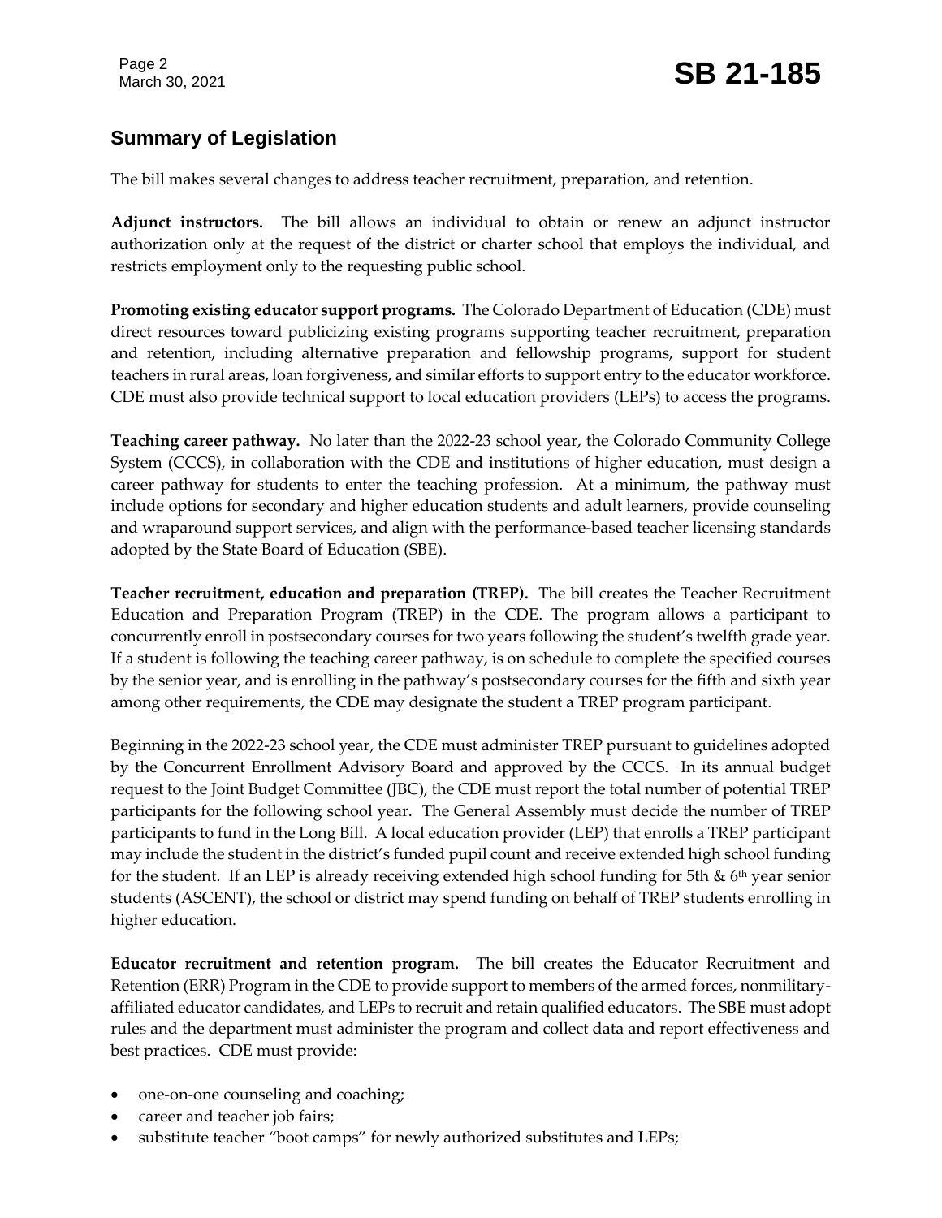## Summary of Legislation

The bill makes several changes to address teacher recruitment, preparation, and retention.

**Adjunct instructors.** The bill allows an individual to obtain or renew an adjunct instructor authorization only at the request of the district or charter school that employs the individual, and restricts employment only to the requesting public school.

**Promoting existing educator support programs.** The Colorado Department of Education (CDE) must direct resources toward publicizing existing programs supporting teacher recruitment, preparation and retention, including alternative preparation and fellowship programs, support for student teachers in rural areas, loan forgiveness, and similar efforts to support entry to the educator workforce. CDE must also provide technical support to local education providers (LEPs) to access the programs.

**Teaching career pathway.** No later than the 2022-23 school year, the Colorado Community College System (CCCS), in collaboration with the CDE and institutions of higher education, must design a career pathway for students to enter the teaching profession. At a minimum, the pathway must include options for secondary and higher education students and adult learners, provide counseling and wraparound support services, and align with the performance-based teacher licensing standards adopted by the State Board of Education (SBE).

**Teacher recruitment, education and preparation (TREP).** The bill creates the Teacher Recruitment Education and Preparation Program (TREP) in the CDE. The program allows a participant to concurrently enroll in postsecondary courses for two years following the student's twelfth grade year. If a student is following the teaching career pathway, is on schedule to complete the specified courses by the senior year, and is enrolling in the pathway's postsecondary courses for the fifth and sixth year among other requirements, the CDE may designate the student a TREP program participant.

Beginning in the 2022-23 school year, the CDE must administer TREP pursuant to guidelines adopted by the Concurrent Enrollment Advisory Board and approved by the CCCS. In its annual budget request to the Joint Budget Committee (JBC), the CDE must report the total number of potential TREP participants for the following school year. The General Assembly must decide the number of TREP participants to fund in the Long Bill. A local education provider (LEP) that enrolls a TREP participant may include the student in the district's funded pupil count and receive extended high school funding for the student. If an LEP is already receiving extended high school funding for 5th & 6th year senior students (ASCENT), the school or district may spend funding on behalf of TREP students enrolling in higher education.

**Educator recruitment and retention program.** The bill creates the Educator Recruitment and Retention (ERR) Program in the CDE to provide support to members of the armed forces, nonmilitary-affiliated educator candidates, and LEPs to recruit and retain qualified educators. The SBE must adopt rules and the department must administer the program and collect data and report effectiveness and best practices. CDE must provide:

- one-on-one counseling and coaching;
- career and teacher job fairs;
- substitute teacher "boot camps" for newly authorized substitutes and LEPs;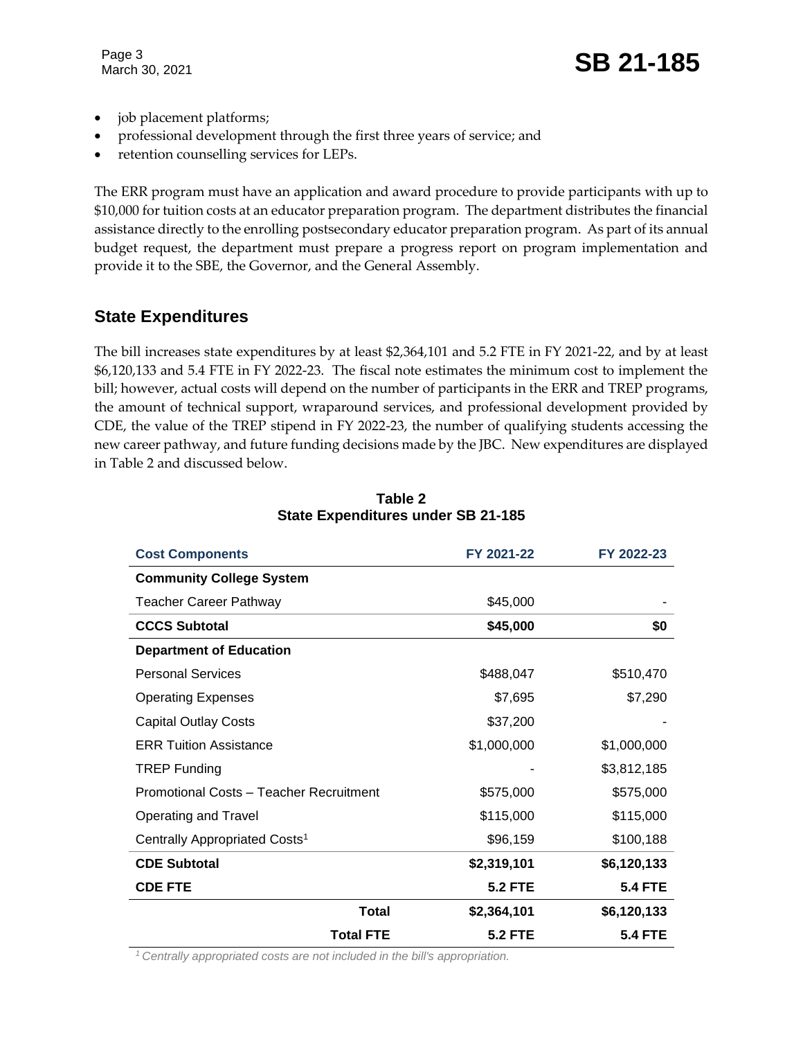- job placement platforms;
- professional development through the first three years of service; and
- retention counselling services for LEPs.

The ERR program must have an application and award procedure to provide participants with up to $10,000 for tuition costs at an educator preparation program. The department distributes the financial assistance directly to the enrolling postsecondary educator preparation program. As part of its annual budget request, the department must prepare a progress report on program implementation and provide it to the SBE, the Governor, and the General Assembly.

## State Expenditures

The bill increases state expenditures by at least $2,364,101 and 5.2 FTE in FY 2021-22, and by at least $6,120,133 and 5.4 FTE in FY 2022-23. The fiscal note estimates the minimum cost to implement the bill; however, actual costs will depend on the number of participants in the ERR and TREP programs, the amount of technical support, wraparound services, and professional development provided by CDE, the value of the TREP stipend in FY 2022-23, the number of qualifying students accessing the new career pathway, and future funding decisions made by the JBC. New expenditures are displayed in Table 2 and discussed below.

**Table 2**
**State Expenditures under SB 21-185**

| Cost Components | FY 2021-22 | FY 2022-23 |
|---|---|---|
| **Community College System** | | |
| Teacher Career Pathway | $45,000 | - |
| **CCCS Subtotal** | **$45,000** | **$0** |
| **Department of Education** | | |
| Personal Services | $488,047 | $510,470 |
| Operating Expenses | $7,695 | $7,290 |
| Capital Outlay Costs | $37,200 | - |
| ERR Tuition Assistance | $1,000,000 | $1,000,000 |
| TREP Funding | - | $3,812,185 |
| Promotional Costs – Teacher Recruitment | $575,000 | $575,000 |
| Operating and Travel | $115,000 | $115,000 |
| Centrally Appropriated Costs[1] | $96,159 | $100,188 |
| **CDE Subtotal** | **$2,319,101** | **$6,120,133** |
| **CDE FTE** | **5.2 FTE** | **5.4 FTE** |
| **Total** | **$2,364,101** | **$6,120,133** |
| **Total FTE** | **5.2 FTE** | **5.4 FTE** |

*[1] Centrally appropriated costs are not included in the bill's appropriation.*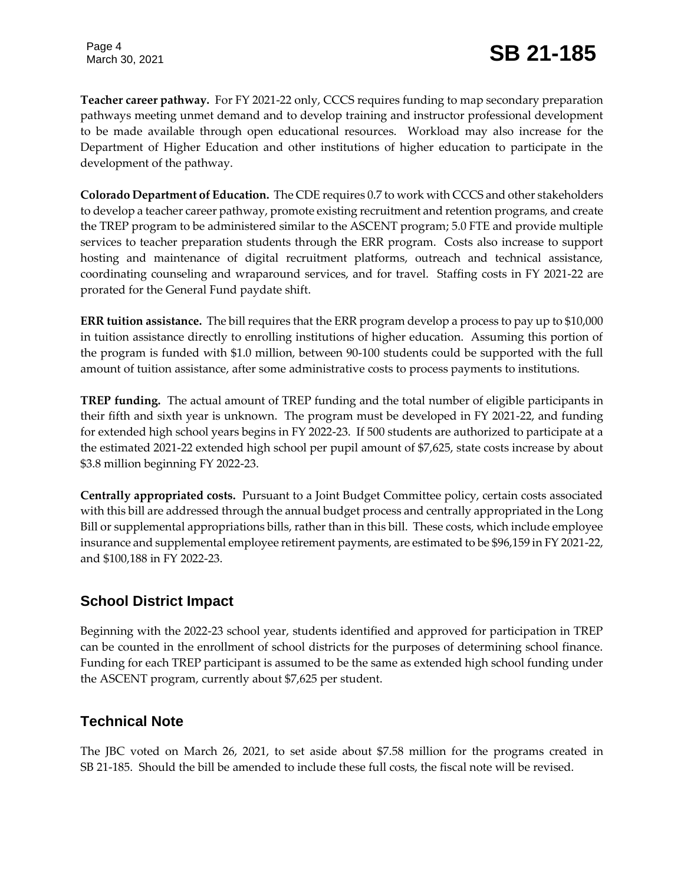**Teacher career pathway.** For FY 2021-22 only, CCCS requires funding to map secondary preparation pathways meeting unmet demand and to develop training and instructor professional development to be made available through open educational resources. Workload may also increase for the Department of Higher Education and other institutions of higher education to participate in the development of the pathway.

**Colorado Department of Education.** The CDE requires 0.7 to work with CCCS and other stakeholders to develop a teacher career pathway, promote existing recruitment and retention programs, and create the TREP program to be administered similar to the ASCENT program; 5.0 FTE and provide multiple services to teacher preparation students through the ERR program. Costs also increase to support hosting and maintenance of digital recruitment platforms, outreach and technical assistance, coordinating counseling and wraparound services, and for travel. Staffing costs in FY 2021-22 are prorated for the General Fund paydate shift.

**ERR tuition assistance.** The bill requires that the ERR program develop a process to pay up to $10,000 in tuition assistance directly to enrolling institutions of higher education. Assuming this portion of the program is funded with $1.0 million, between 90-100 students could be supported with the full amount of tuition assistance, after some administrative costs to process payments to institutions.

**TREP funding.** The actual amount of TREP funding and the total number of eligible participants in their fifth and sixth year is unknown. The program must be developed in FY 2021-22, and funding for extended high school years begins in FY 2022-23. If 500 students are authorized to participate at a the estimated 2021-22 extended high school per pupil amount of $7,625, state costs increase by about $3.8 million beginning FY 2022-23.

**Centrally appropriated costs.** Pursuant to a Joint Budget Committee policy, certain costs associated with this bill are addressed through the annual budget process and centrally appropriated in the Long Bill or supplemental appropriations bills, rather than in this bill. These costs, which include employee insurance and supplemental employee retirement payments, are estimated to be $96,159 in FY 2021-22, and $100,188 in FY 2022-23.

## School District Impact

Beginning with the 2022-23 school year, students identified and approved for participation in TREP can be counted in the enrollment of school districts for the purposes of determining school finance. Funding for each TREP participant is assumed to be the same as extended high school funding under the ASCENT program, currently about $7,625 per student.

## Technical Note

The JBC voted on March 26, 2021, to set aside about $7.58 million for the programs created in SB 21-185. Should the bill be amended to include these full costs, the fiscal note will be revised.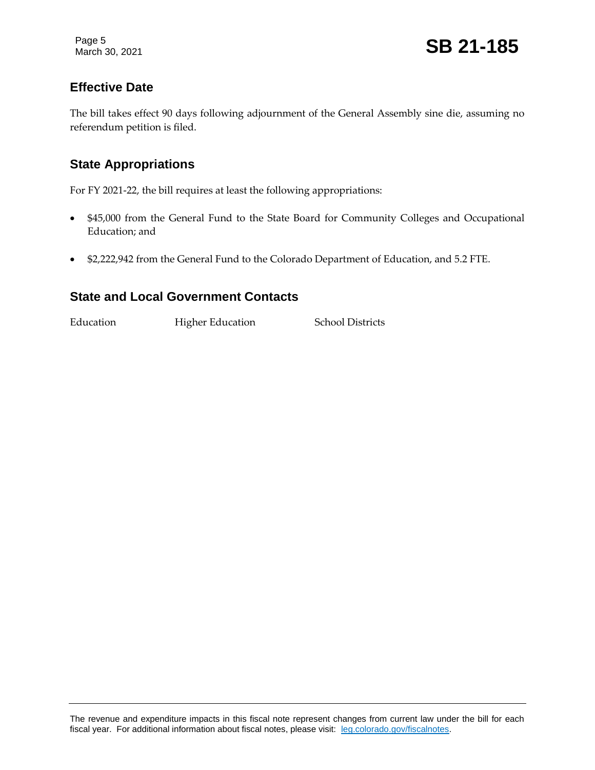## Effective Date

The bill takes effect 90 days following adjournment of the General Assembly sine die, assuming no referendum petition is filed.

## State Appropriations

For FY 2021-22, the bill requires at least the following appropriations:

- $45,000 from the General Fund to the State Board for Community Colleges and Occupational Education; and
- $2,222,942 from the General Fund to the Colorado Department of Education, and 5.2 FTE.

## State and Local Government Contacts

Education          Higher Education          School Districts

The revenue and expenditure impacts in this fiscal note represent changes from current law under the bill for each fiscal year. For additional information about fiscal notes, please visit: leg.colorado.gov/fiscalnotes.